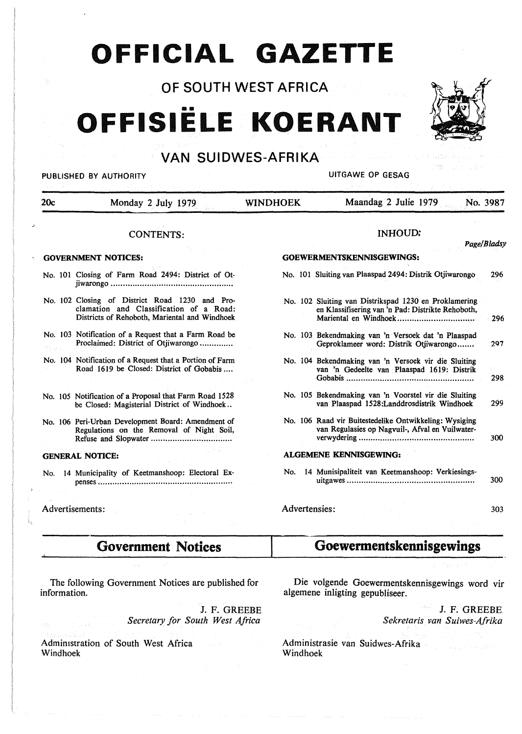# OFFICIAL GAZETTE

## OF SOUTH WEST AFRICA

# OFFISIËLE KOERANT

## VAN SUIDWES-AFRIKA

PUBLISHED BY AUTHORITY — UITGAWE OP GESAG

| 20c | Monday 2 July 1979 | WINDHOEK | Maandag 2 Julie 1979 | No. 3987 |
|---|---|---|---|---|

### CONTENTS:

**GOVERNMENT NOTICES:**

- No. 101 Closing of Farm Road 2494: District of Otjiwarongo
- No. 102 Closing of District Road 1230 and Proclamation and Classification of a Road: Districts of Rehoboth, Mariental and Windhoek
- No. 103 Notification of a Request that a Farm Road be Proclaimed: District of Otjiwarongo
- No. 104 Notification of a Request that a Portion of Farm Road 1619 be Closed: District of Gobabis
- No. 105 Notification of a Proposal that Farm Road 1528 be Closed: Magisterial District of Windhoek
- No. 106 Peri-Urban Development Board: Amendment of Regulations on the Removal of Night Soil, Refuse and Slopwater

**GENERAL NOTICE:**

- No. 14 Municipality of Keetmanshoop: Electoral Expenses

Advertisements:

### INHOUD:

| | Page/Bladsy |
|---|---|
| **GOEWERMENTSKENNISGEWINGS:** | |
| No. 101 Sluiting van Plaaspad 2494: Distrik Otjiwarongo | 296 |
| No. 102 Sluiting van Distrikspad 1230 en Proklamering en Klassifisering van 'n Pad: Distrikte Rehoboth, Mariental en Windhoek | 296 |
| No. 103 Bekendmaking van 'n Versoek dat 'n Plaaspad Geproklameer word: Distrik Otjiwarongo | 297 |
| No. 104 Bekendmaking van 'n Versoek vir die Sluiting van 'n Gedeelte van Plaaspad 1619: Distrik Gobabis | 298 |
| No. 105 Bekendmaking van 'n Voorstel vir die Sluiting van Plaaspad 1528:Landdrosdistrik Windhoek | 299 |
| No. 106 Raad vir Buitestedelike Ontwikkeling: Wysiging van Regulasies op Nagvuil-, Afval en Vuilwaterverwydering | 300 |
| **ALGEMENE KENNISGEWING:** | |
| No. 14 Munisipaliteit van Keetmanshoop: Verkiesingsuitgawes | 300 |
| Advertensies: | 303 |

## Government Notices

The following Government Notices are published for information.

J. F. GREEBE
*Secretary for South West Africa*

Administration of South West Africa
Windhoek

## Goewermentskennisgewings

Die volgende Goewermentskennisgewings word vir algemene inligting gepubliseer.

J. F. GREEBE
*Sekretaris van Suiwes-Afrika*

Administrasie van Suidwes-Afrika
Windhoek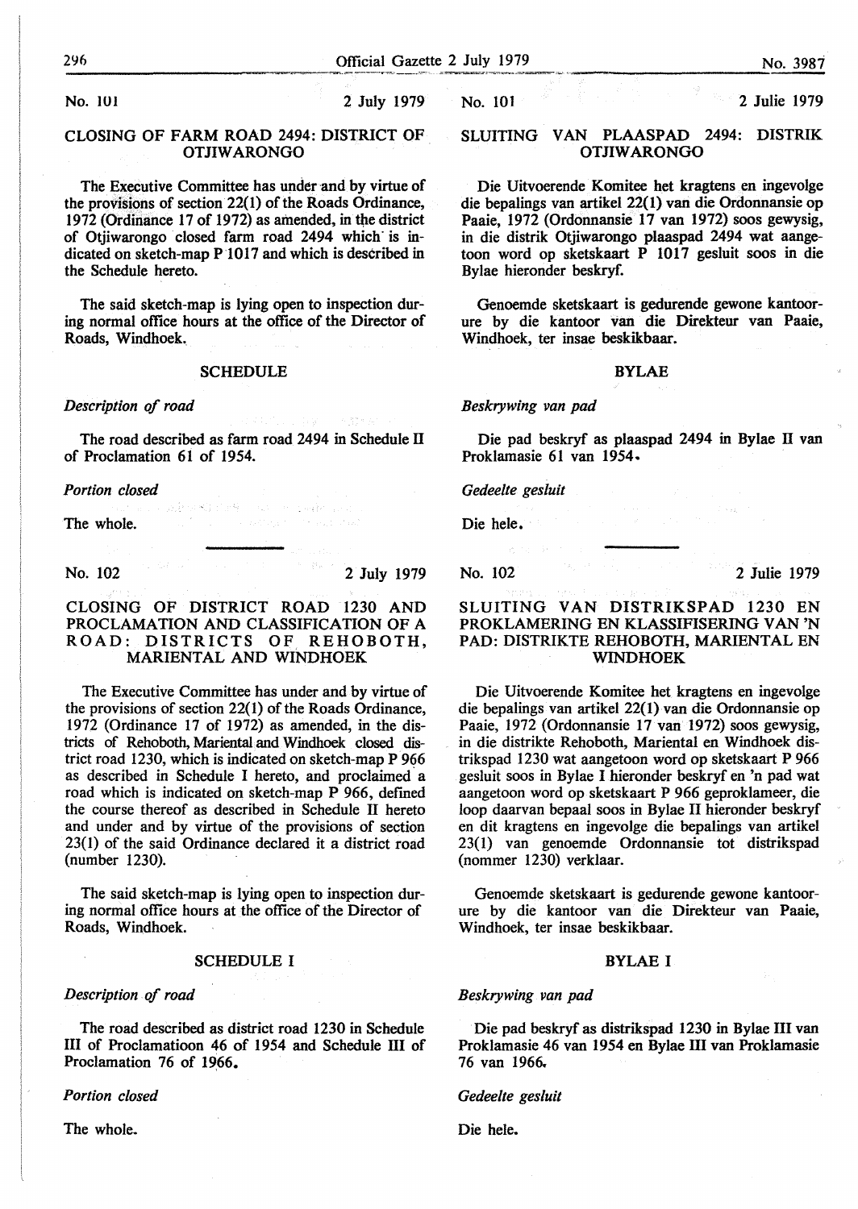No. 101 2 July 1979

## CLOSING OF FARM ROAD 2494: DISTRICT OF OTJIWARONGO

The Executive Committee has under and by virtue of the provisions of section 22(1) of the Roads Ordinance, 1972 (Ordinance 17 of 1972) as amended, in the district of Otjiwarongo closed farm road 2494 which is indicated on sketch-map P 1017 and which is described in the Schedule hereto.

The said sketch-map is lying open to inspection during normal office hours at the office of the Director of Roads, Windhoek.

### SCHEDULE

*Description of road*

The road described as farm road 2494 in Schedule II of Proclamation 61 of 1954.

*Portion closed*

The whole.

---

No. 102 2 July 1979

## CLOSING OF DISTRICT ROAD 1230 AND PROCLAMATION AND CLASSIFICATION OF A ROAD: DISTRICTS OF REHOBOTH, MARIENTAL AND WINDHOEK

The Executive Committee has under and by virtue of the provisions of section 22(1) of the Roads Ordinance, 1972 (Ordinance 17 of 1972) as amended, in the districts of Rehoboth, Mariental and Windhoek closed district road 1230, which is indicated on sketch-map P 966 as described in Schedule I hereto, and proclaimed a road which is indicated on sketch-map P 966, defined the course thereof as described in Schedule II hereto and under and by virtue of the provisions of section 23(1) of the said Ordinance declared it a district road (number 1230).

The said sketch-map is lying open to inspection during normal office hours at the office of the Director of Roads, Windhoek.

### SCHEDULE I

*Description of road*

The road described as district road 1230 in Schedule III of Proclamatioon 46 of 1954 and Schedule III of Proclamation 76 of 1966.

*Portion closed*

The whole.

No. 101 2 Julie 1979

## SLUITING VAN PLAASPAD 2494: DISTRIK OTJIWARONGO

Die Uitvoerende Komitee het kragtens en ingevolge die bepalings van artikel 22(1) van die Ordonnansie op Paaie, 1972 (Ordonnansie 17 van 1972) soos gewysig, in die distrik Otjiwarongo plaaspad 2494 wat aangetoon word op sketskaart P 1017 gesluit soos in die Bylae hieronder beskryf.

Genoemde sketskaart is gedurende gewone kantoorure by die kantoor van die Direkteur van Paaie, Windhoek, ter insae beskikbaar.

### BYLAE

*Beskrywing van pad*

Die pad beskryf as plaaspad 2494 in Bylae II van Proklamasie 61 van 1954.

*Gedeelte gesluit*

Die hele.

---

No. 102 2 Julie 1979

## SLUITING VAN DISTRIKSPAD 1230 EN PROKLAMERING EN KLASSIFISERING VAN 'N PAD: DISTRIKTE REHOBOTH, MARIENTAL EN WINDHOEK

Die Uitvoerende Komitee het kragtens en ingevolge die bepalings van artikel 22(1) van die Ordonnansie op Paaie, 1972 (Ordonnansie 17 van 1972) soos gewysig, in die distrikte Rehoboth, Mariental en Windhoek distrikspad 1230 wat aangetoon word op sketskaart P 966 gesluit soos in Bylae I hieronder beskryf en 'n pad wat aangetoon word op sketskaart P 966 geproklameer, die loop daarvan bepaal soos in Bylae II hieronder beskryf en dit kragtens en ingevolge die bepalings van artikel 23(1) van genoemde Ordonnansie tot distrikspad (nommer 1230) verklaar.

Genoemde sketskaart is gedurende gewone kantoorure by die kantoor van die Direkteur van Paaie, Windhoek, ter insae beskikbaar.

### BYLAE I

*Beskrywing van pad*

Die pad beskryf as distrikspad 1230 in Bylae III van Proklamasie 46 van 1954 en Bylae III van Proklamasie 76 van 1966.

*Gedeelte gesluit*

Die hele.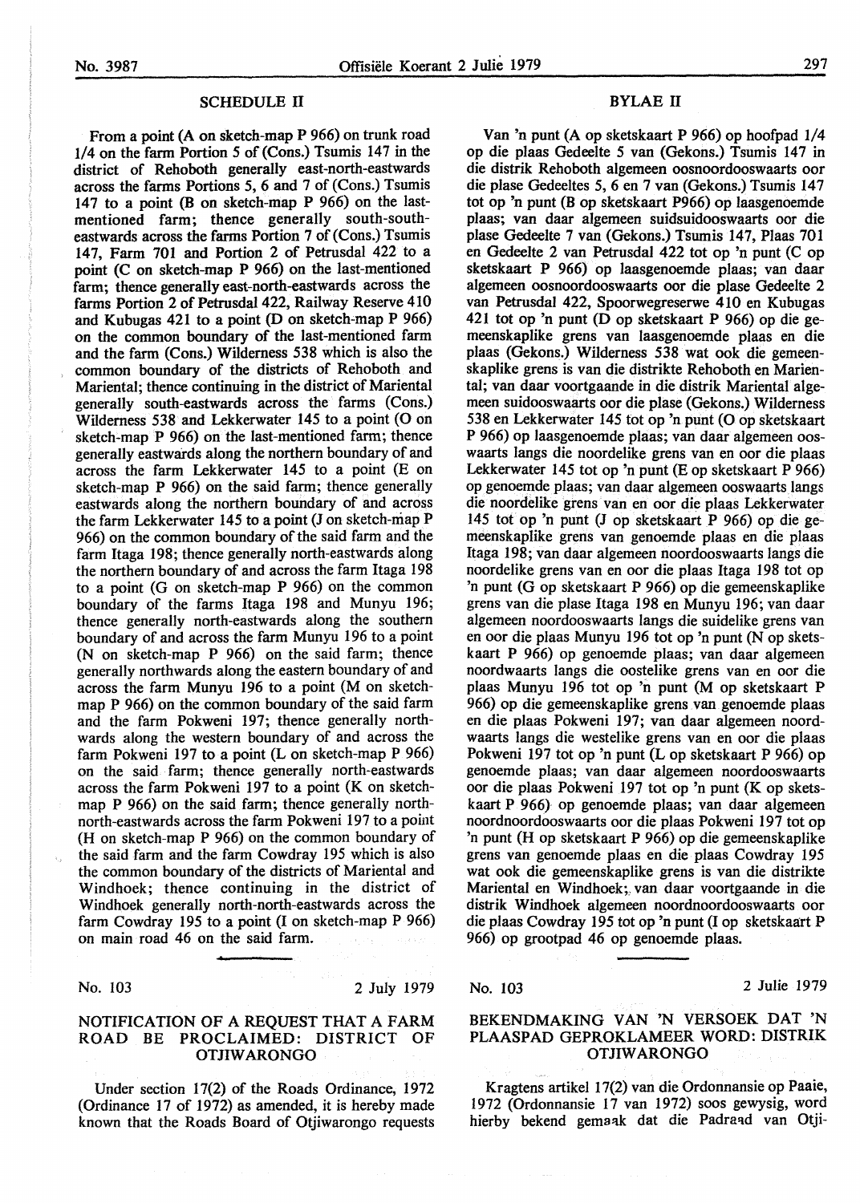## SCHEDULE II

From a point (A on sketch-map P 966) on trunk road 1/4 on the farm Portion 5 of (Cons.) Tsumis 147 in the district of Rehoboth generally east-north-eastwards across the farms Portions 5, 6 and 7 of (Cons.) Tsumis 147 to a point (B on sketch-map P 966) on the last-mentioned farm; thence generally south-south-eastwards across the farms Portion 7 of (Cons.) Tsumis 147, Farm 701 and Portion 2 of Petrusdal 422 to a point (C on sketch-map P 966) on the last-mentioned farm; thence generally east-north-eastwards across the farms Portion 2 of Petrusdal 422, Railway Reserve 410 and Kubugas 421 to a point (D on sketch-map P 966) on the common boundary of the last-mentioned farm and the farm (Cons.) Wilderness 538 which is also the common boundary of the districts of Rehoboth and Mariental; thence continuing in the district of Mariental generally south-eastwards across the farms (Cons.) Wilderness 538 and Lekkerwater 145 to a point (O on sketch-map P 966) on the last-mentioned farm; thence generally eastwards along the northern boundary of and across the farm Lekkerwater 145 to a point (E on sketch-map P 966) on the said farm; thence generally eastwards along the northern boundary of and across the farm Lekkerwater 145 to a point (J on sketch-map P 966) on the common boundary of the said farm and the farm Itaga 198; thence generally north-eastwards along the northern boundary of and across the farm Itaga 198 to a point (G on sketch-map P 966) on the common boundary of the farms Itaga 198 and Munyu 196; thence generally north-eastwards along the southern boundary of and across the farm Munyu 196 to a point (N on sketch-map P 966) on the said farm; thence generally northwards along the eastern boundary of and across the farm Munyu 196 to a point (M on sketch-map P 966) on the common boundary of the said farm and the farm Pokweni 197; thence generally northwards along the western boundary of and across the farm Pokweni 197 to a point (L on sketch-map P 966) on the said farm; thence generally north-eastwards across the farm Pokweni 197 to a point (K on sketch-map P 966) on the said farm; thence generally north-north-eastwards across the farm Pokweni 197 to a point (H on sketch-map P 966) on the common boundary of the said farm and the farm Cowdray 195 which is also the common boundary of the districts of Mariental and Windhoek; thence continuing in the district of Windhoek generally north-north-eastwards across the farm Cowdray 195 to a point (I on sketch-map P 966) on main road 46 on the said farm.

## BYLAE II

Van 'n punt (A op sketskaart P 966) op hoofpad 1/4 op die plaas Gedeelte 5 van (Gekons.) Tsumis 147 in die distrik Rehoboth algemeen oosnoordooswaarts oor die plase Gedeeltes 5, 6 en 7 van (Gekons.) Tsumis 147 tot op 'n punt (B op sketskaart P966) op laasgenoemde plaas; van daar algemeen suidsuidooswaarts oor die plase Gedeelte 7 van (Gekons.) Tsumis 147, Plaas 701 en Gedeelte 2 van Petrusdal 422 tot op 'n punt (C op sketskaart P 966) op laasgenoemde plaas; van daar algemeen oosnoordooswaarts oor die plase Gedeelte 2 van Petrusdal 422, Spoorwegreserwe 410 en Kubugas 421 tot op 'n punt (D op sketskaart P 966) op die gemeenskaplike grens van laasgenoemde plaas en die plaas (Gekons.) Wilderness 538 wat ook die gemeenskaplike grens is van die distrikte Rehoboth en Mariental; van daar voortgaande in die distrik Mariental algemeen suidooswaarts oor die plase (Gekons.) Wilderness 538 en Lekkerwater 145 tot op 'n punt (O op sketskaart P 966) op laasgenoemde plaas; van daar algemeen ooswaarts langs die noordelike grens van en oor die plaas Lekkerwater 145 tot op 'n punt (E op sketskaart P 966) op genoemde plaas; van daar algemeen ooswaarts langs die noordelike grens van en oor die plaas Lekkerwater 145 tot op 'n punt (J op sketskaart P 966) op die gemeenskaplike grens van genoemde plaas en die plaas Itaga 198; van daar algemeen noordooswaarts langs die noordelike grens van en oor die plaas Itaga 198 tot op 'n punt (G op sketskaart P 966) op die gemeenskaplike grens van die plase Itaga 198 en Munyu 196; van daar algemeen noordooswaarts langs die suidelike grens van en oor die plaas Munyu 196 tot op 'n punt (N op sketskaart P 966) op genoemde plaas; van daar algemeen noordwaarts langs die oostelike grens van en oor die plaas Munyu 196 tot op 'n punt (M op sketskaart P 966) op die gemeenskaplike grens van genoemde plaas en die plaas Pokweni 197; van daar algemeen noordwaarts langs die westelike grens van en oor die plaas Pokweni 197 tot op 'n punt (L op sketskaart P 966) op genoemde plaas; van daar algemeen noordooswaarts oor die plaas Pokweni 197 tot op 'n punt (K op sketskaart P 966) op genoemde plaas; van daar algemeen noordnoordooswaarts oor die plaas Pokweni 197 tot op 'n punt (H op sketskaart P 966) op die gemeenskaplike grens van genoemde plaas en die plaas Cowdray 195 wat ook die gemeenskaplike grens is van die distrikte Mariental en Windhoek; van daar voortgaande in die distrik Windhoek algemeen noordnoordooswaarts oor die plaas Cowdray 195 tot op 'n punt (I op sketskaart P 966) op grootpad 46 op genoemde plaas.

---

No. 103 — 2 July 1979

## NOTIFICATION OF A REQUEST THAT A FARM ROAD BE PROCLAIMED: DISTRICT OF OTJIWARONGO

Under section 17(2) of the Roads Ordinance, 1972 (Ordinance 17 of 1972) as amended, it is hereby made known that the Roads Board of Otjiwarongo requests

No. 103 — 2 Julie 1979

## BEKENDMAKING VAN 'N VERSOEK DAT 'N PLAASPAD GEPROKLAMEER WORD: DISTRIK OTJIWARONGO

Kragtens artikel 17(2) van die Ordonnansie op Paaie, 1972 (Ordonnansie 17 van 1972) soos gewysig, word hierby bekend gemaak dat die Padraad van Otji-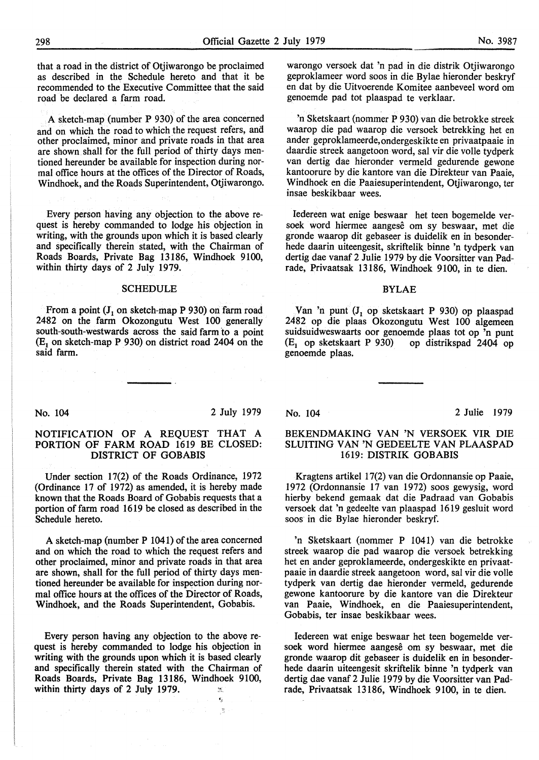that a road in the district of Otjiwarongo be proclaimed as described in the Schedule hereto and that it be recommended to the Executive Committee that the said road be declared a farm road.

A sketch-map (number P 930) of the area concerned and on which the road to which the request refers, and other proclaimed, minor and private roads in that area are shown shall for the full period of thirty days mentioned hereunder be available for inspection during normal office hours at the offices of the Director of Roads, Windhoek, and the Roads Superintendent, Otjiwarongo.

Every person having any objection to the above request is hereby commanded to lodge his objection in writing, with the grounds upon which it is based clearly and specifically therein stated, with the Chairman of Roads Boards, Private Bag 13186, Windhoek 9100, within thirty days of 2 July 1979.

SCHEDULE

From a point ($J_1$ on sketch-map P 930) on farm road 2482 on the farm Okozongutu West 100 generally south-south-westwards across the said farm to a point ($E_1$ on sketch-map P 930) on district road 2404 on the said farm.

warongo versoek dat 'n pad in die distrik Otjiwarongo geproklameer word soos in die Bylae hieronder beskryf en dat by die Uitvoerende Komitee aanbeveel word om genoemde pad tot plaaspad te verklaar.

'n Sketskaart (nommer P 930) van die betrokke streek waarop die pad waarop die versoek betrekking het en ander geproklameerde, ondergeskikte en privaatpaaie in daardie streek aangetoon word, sal vir die volle tydperk van dertig dae hieronder vermeld gedurende gewone kantoorure by die kantore van die Direkteur van Paaie, Windhoek en die Paaiesuperintendent, Otjiwarongo, ter insae beskikbaar wees.

Iedereen wat enige beswaar het teen bogemelde versoek word hiermee aangesê om sy beswaar, met die gronde waarop dit gebaseer is duidelik en in besonderhede daarin uiteengesit, skriftelik binne 'n tydperk van dertig dae vanaf 2 Julie 1979 by die Voorsitter van Padrade, Privaatsak 13186, Windhoek 9100, in te dien.

BYLAE

Van 'n punt ($J_1$ op sketskaart P 930) op plaaspad 2482 op die plaas Okozongutu West 100 algemeen suidsuidweswaarts oor genoemde plaas tot op 'n punt ($E_1$ op sketskaart P 930) op distrikspad 2404 op genoemde plaas.

---

No. 104 — 2 July 1979

## NOTIFICATION OF A REQUEST THAT A PORTION OF FARM ROAD 1619 BE CLOSED: DISTRICT OF GOBABIS

Under section 17(2) of the Roads Ordinance, 1972 (Ordinance 17 of 1972) as amended, it is hereby made known that the Roads Board of Gobabis requests that a portion of farm road 1619 be closed as described in the Schedule hereto.

A sketch-map (number P 1041) of the area concerned and on which the road to which the request refers and other proclaimed, minor and private roads in that area are shown, shall for the full period of thirty days mentioned hereunder be available for inspection during normal office hours at the offices of the Director of Roads, Windhoek, and the Roads Superintendent, Gobabis.

Every person having any objection to the above request is hereby commanded to lodge his objection in writing with the grounds upon which it is based clearly and specifically therein stated with the Chairman of Roads Boards, Private Bag 13186, Windhoek 9100, within thirty days of 2 July 1979.

No. 104 — 2 Julie 1979

## BEKENDMAKING VAN 'N VERSOEK VIR DIE SLUITING VAN 'N GEDEELTE VAN PLAASPAD 1619: DISTRIK GOBABIS

Kragtens artikel 17(2) van die Ordonnansie op Paaie, 1972 (Ordonnansie 17 van 1972) soos gewysig, word hierby bekend gemaak dat die Padraad van Gobabis versoek dat 'n gedeelte van plaaspad 1619 gesluit word soos in die Bylae hieronder beskryf.

'n Sketskaart (nommer P 1041) van die betrokke streek waarop die pad waarop die versoek betrekking het en ander geproklameerde, ondergeskikte en privaatpaaie in daardie streek aangetoon word, sal vir die volle tydperk van dertig dae hieronder vermeld, gedurende gewone kantoorure by die kantore van die Direkteur van Paaie, Windhoek, en die Paaiesuperintendent, Gobabis, ter insae beskikbaar wees.

Iedereen wat enige beswaar het teen bogemelde versoek word hiermee aangesê om sy beswaar, met die gronde waarop dit gebaseer is duidelik en in besonderhede daarin uiteengesit skriftelik binne 'n tydperk van dertig dae vanaf 2 Julie 1979 by die Voorsitter van Padrade, Privaatsak 13186, Windhoek 9100, in te dien.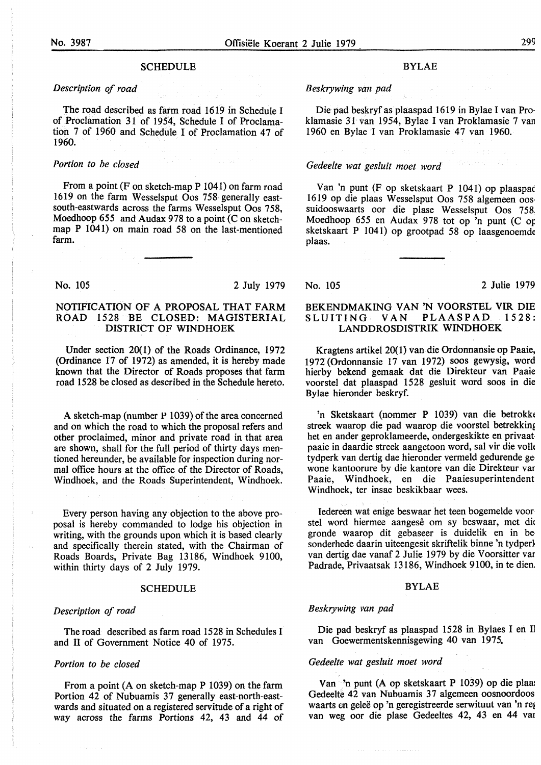## SCHEDULE

*Description of road*

The road described as farm road 1619 in Schedule I of Proclamation 31 of 1954, Schedule I of Proclamation 7 of 1960 and Schedule I of Proclamation 47 of 1960.

*Portion to be closed*

From a point (F on sketch-map P 1041) on farm road 1619 on the farm Wesselsput Oos 758 generally east-south-eastwards across the farms Wesselsput Oos 758, Moedhoop 655 and Audax 978 to a point (C on sketch-map P 1041) on main road 58 on the last-mentioned farm.

No. 105 2 July 1979

## NOTIFICATION OF A PROPOSAL THAT FARM ROAD 1528 BE CLOSED: MAGISTERIAL DISTRICT OF WINDHOEK

Under section 20(1) of the Roads Ordinance, 1972 (Ordinance 17 of 1972) as amended, it is hereby made known that the Director of Roads proposes that farm road 1528 be closed as described in the Schedule hereto.

A sketch-map (number P 1039) of the area concerned and on which the road to which the proposal refers and other proclaimed, minor and private road in that area are shown, shall for the full period of thirty days mentioned hereunder, be available for inspection during normal office hours at the office of the Director of Roads, Windhoek, and the Roads Superintendent, Windhoek.

Every person having any objection to the above proposal is hereby commanded to lodge his objection in writing, with the grounds upon which it is based clearly and specifically therein stated, with the Chairman of Roads Boards, Private Bag 13186, Windhoek 9100, within thirty days of 2 July 1979.

## SCHEDULE

*Description of road*

The road described as farm road 1528 in Schedules I and II of Government Notice 40 of 1975.

*Portion to be closed*

From a point (A on sketch-map P 1039) on the farm Portion 42 of Nubuamis 37 generally east-north-eastwards and situated on a registered servitude of a right of way across the farms Portions 42, 43 and 44 of

## BYLAE

*Beskrywing van pad*

Die pad beskryf as plaaspad 1619 in Bylae I van Proklamasie 31 van 1954, Bylae I van Proklamasie 7 van 1960 en Bylae I van Proklamasie 47 van 1960.

*Gedeelte wat gesluit moet word*

Van 'n punt (F op sketskaart P 1041) op plaaspad 1619 op die plaas Wesselsput Oos 758 algemeen oossuidooswaarts oor die plase Wesselsput Oos 758, Moedhoop 655 en Audax 978 tot op 'n punt (C op sketskaart P 1041) op grootpad 58 op laasgenoemde plaas.

No. 105 2 Julie 1979

## BEKENDMAKING VAN 'N VOORSTEL VIR DIE SLUITING VAN PLAASPAD 1528: LANDDROSDISTRIK WINDHOEK

Kragtens artikel 20(1) van die Ordonnansie op Paaie, 1972 (Ordonnansie 17 van 1972) soos gewysig, word hierby bekend gemaak dat die Direkteur van Paaie voorstel dat plaaspad 1528 gesluit word soos in die Bylae hieronder beskryf.

'n Sketskaart (nommer P 1039) van die betrokke streek waarop die pad waarop die voorstel betrekking het en ander geproklameerde, ondergeskikte en privaatpaaie in daardie streek aangetoon word, sal vir die volle tydperk van dertig dae hieronder vermeld gedurende gewone kantoorure by die kantore van die Direkteur van Paaie, Windhoek, en die Paaiesuperintendent, Windhoek, ter insae beskikbaar wees.

Iedereen wat enige beswaar het teen bogemelde voorstel word hiermee aangesê om sy beswaar, met die gronde waarop dit gebaseer is duidelik en in besonderhede daarin uiteengesit skriftelik binne 'n tydperk van dertig dae vanaf 2 Julie 1979 by die Voorsitter van Padrade, Privaatsak 13186, Windhoek 9100, in te dien.

## BYLAE

*Beskrywing van pad*

Die pad beskryf as plaaspad 1528 in Bylaes I en II van Goewermentskennisgewing 40 van 1975.

*Gedeelte wat gesluit moet word*

Van 'n punt (A op sketskaart P 1039) op die plaas Gedeelte 42 van Nubuamis 37 algemeen oosnoordooswaarts en geleë op 'n geregistreerde serwituut van 'n reg van weg oor die plase Gedeeltes 42, 43 en 44 van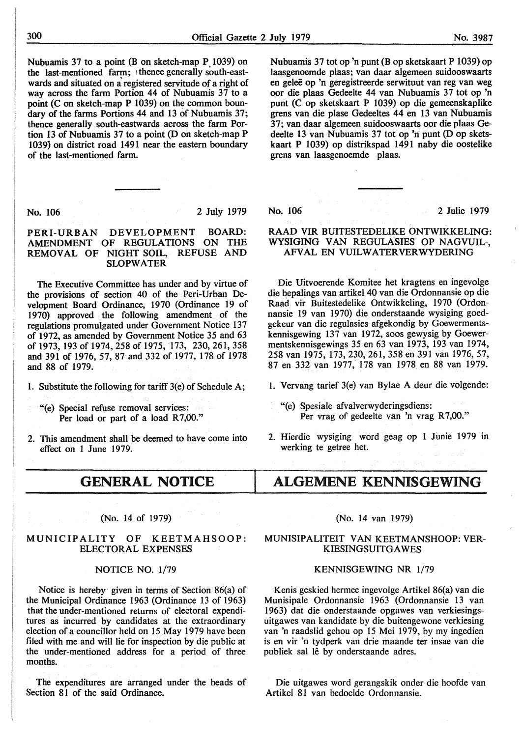Nubuamis 37 to a point (B on sketch-map P 1039) on the last-mentioned farm; thence generally south-eastwards and situated on a registered servitude of a right of way across the farm Portion 44 of Nubuamis 37 to a point (C on sketch-map P 1039) on the common boundary of the farms Portions 44 and 13 of Nubuamis 37; thence generally south-eastwards across the farm Portion 13 of Nubuamis 37 to a point (D on sketch-map P 1039) on district road 1491 near the eastern boundary of the last-mentioned farm.

No. 106 — 2 July 1979

## PERI-URBAN DEVELOPMENT BOARD: AMENDMENT OF REGULATIONS ON THE REMOVAL OF NIGHT SOIL, REFUSE AND SLOPWATER

The Executive Committee has under and by virtue of the provisions of section 40 of the Peri-Urban Development Board Ordinance, 1970 (Ordinance 19 of 1970) approved the following amendment of the regulations promulgated under Government Notice 137 of 1972, as amended by Government Notice 35 and 63 of 1973, 193 of 1974, 258 of 1975, 173, 230, 261, 358 and 391 of 1976, 57, 87 and 332 of 1977, 178 of 1978 and 88 of 1979.

1. Substitute the following for tariff 3(e) of Schedule A;

   "(e) Special refuse removal services:
   Per load or part of a load R7,00."

2. This amendment shall be deemed to have come into effect on 1 June 1979.

Nubuamis 37 tot op 'n punt (B op sketskaart P 1039) op laasgenoemde plaas; van daar algemeen suidooswaarts en geleë op 'n geregistreerde serwituut van reg van weg oor die plaas Gedeelte 44 van Nubuamis 37 tot op 'n punt (C op sketskaart P 1039) op die gemeenskaplike grens van die plase Gedeeltes 44 en 13 van Nubuamis 37; van daar algemeen suidooswaarts oor die plaas Gedeelte 13 van Nubuamis 37 tot op 'n punt (D op sketskaart P 1039) op distrikspad 1491 naby die oostelike grens van laasgenoemde plaas.

No. 106 — 2 Julie 1979

## RAAD VIR BUITESTEDELIKE ONTWIKKELING: WYSIGING VAN REGULASIES OP NAGVUIL-, AFVAL EN VUILWATERVERWYDERING

Die Uitvoerende Komitee het kragtens en ingevolge die bepalings van artikel 40 van die Ordonnansie op die Raad vir Buitestedelike Ontwikkeling, 1970 (Ordonnansie 19 van 1970) die onderstaande wysiging goedgekeur van die regulasies afgekondig by Goewermentskennisgewing 137 van 1972, soos gewysig by Goewermentskennisgewings 35 en 63 van 1973, 193 van 1974, 258 van 1975, 173, 230, 261, 358 en 391 van 1976, 57, 87 en 332 van 1977, 178 van 1978 en 88 van 1979.

1. Vervang tarief 3(e) van Bylae A deur die volgende:

   "(e) Spesiale afvalverwyderingsdiens:
   Per vrag of gedeelte van 'n vrag R7,00."

2. Hierdie wysiging word geag op 1 Junie 1979 in werking te getree het.

# GENERAL NOTICE

(No. 14 of 1979)

## MUNICIPALITY OF KEETMAHSOOP: ELECTORAL EXPENSES

NOTICE NO. 1/79

Notice is hereby given in terms of Section 86(a) of the Municipal Ordinance 1963 (Ordinance 13 of 1963) that the under-mentioned returns of electoral expenditures as incurred by candidates at the extraordinary election of a councillor held on 15 May 1979 have been filed with me and will lie for inspection by die public at the under-mentioned address for a period of three months.

The expenditures are arranged under the heads of Section 81 of the said Ordinance.

# ALGEMENE KENNISGEWING

(No. 14 van 1979)

## MUNISIPALITEIT VAN KEETMANSHOOP: VERKIESINGSUITGAWES

KENNISGEWING NR 1/79

Kenis geskied hermee ingevolge Artikel 86(a) van die Munisipale Ordonnansie 1963 (Ordonnansie 13 van 1963) dat die onderstaande opgawes van verkiesingsuitgawes van kandidate by die buitengewone verkiesing van 'n raadslid gehou op 15 Mei 1979, by my ingedien is en vir 'n tydperk van drie maande ter insae van die publiek sal lê by onderstaande adres.

Die uitgawes word gerangskik onder die hoofde van Artikel 81 van bedoelde Ordonnansie.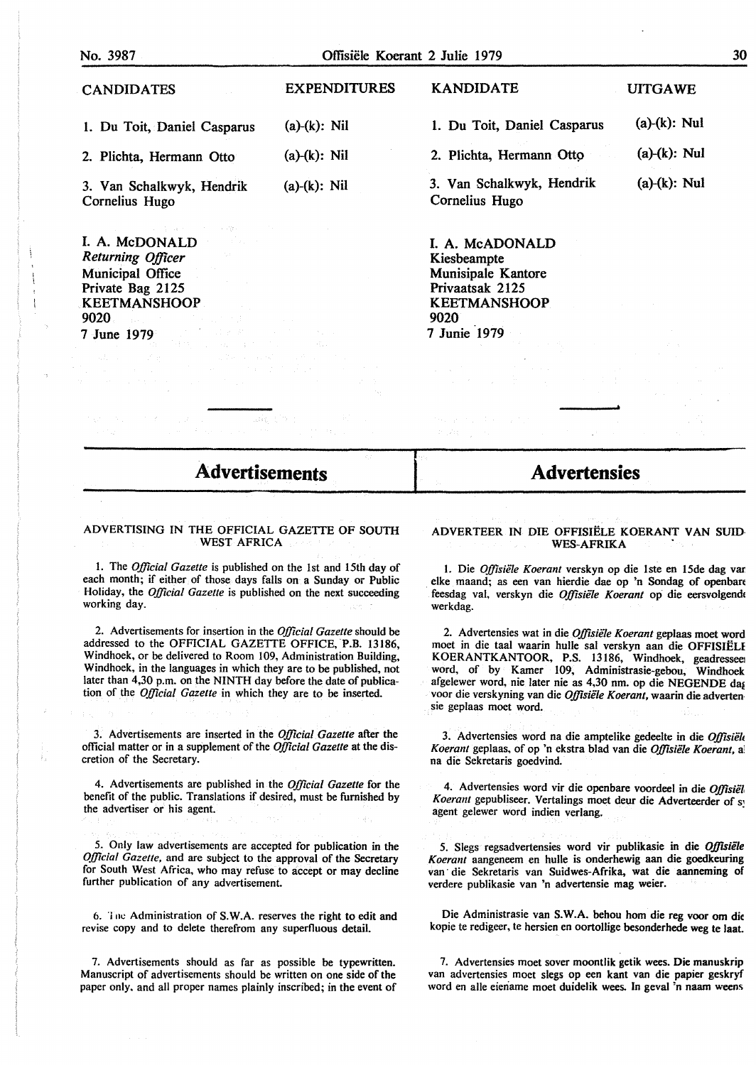| CANDIDATES | EXPENDITURES |
|---|---|
| 1. Du Toit, Daniel Casparus | (a)-(k): Nil |
| 2. Plichta, Hermann Otto | (a)-(k): Nil |
| 3. Van Schalkwyk, Hendrik Cornelius Hugo | (a)-(k): Nil |

I. A. McDONALD
*Returning Officer*
Municipal Office
Private Bag 2125
KEETMANSHOOP
9020
7 June 1979

| KANDIDATE | UITGAWE |
|---|---|
| 1. Du Toit, Daniel Casparus | (a)-(k): Nul |
| 2. Plichta, Hermann Otto | (a)-(k): Nul |
| 3. Van Schalkwyk, Hendrik Cornelius Hugo | (a)-(k): Nul |

I. A. McADONALD
Kiesbeampte
Munisipale Kantore
Privaatsak 2125
KEETMANSHOOP
9020
7 Junie 1979

# Advertisements

## ADVERTISING IN THE OFFICIAL GAZETTE OF SOUTH WEST AFRICA

1. The *Official Gazette* is published on the 1st and 15th day of each month; if either of those days falls on a Sunday or Public Holiday, the *Official Gazette* is published on the next succeeding working day.

2. Advertisements for insertion in the *Official Gazette* should be addressed to the OFFICIAL GAZETTE OFFICE, P.B. 13186, Windhoek, or be delivered to Room 109, Administration Building, Windhoek, in the languages in which they are to be published, not later than 4,30 p.m. on the NINTH day before the date of publication of the *Official Gazette* in which they are to be inserted.

3. Advertisements are inserted in the *Official Gazette* after the official matter or in a supplement of the *Official Gazette* at the discretion of the Secretary.

4. Advertisements are published in the *Official Gazette* for the benefit of the public. Translations if desired, must be furnished by the advertiser or his agent.

5. Only law advertisements are accepted for publication in the *Official Gazette*, and are subject to the approval of the Secretary for South West Africa, who may refuse to accept or may decline further publication of any advertisement.

6. The Administration of S.W.A. reserves the right to edit and revise copy and to delete therefrom any superfluous detail.

7. Advertisements should as far as possible be typewritten. Manuscript of advertisements should be written on one side of the paper only, and all proper names plainly inscribed; in the event of

# Advertensies

## ADVERTEER IN DIE OFFISIËLE KOERANT VAN SUIDWES-AFRIKA

1. Die *Offisiële Koerant* verskyn op die 1ste en 15de dag van elke maand; as een van hierdie dae op 'n Sondag of openbare feesdag val, verskyn die *Offisiële Koerant* op die eersvolgende werkdag.

2. Advertensies wat in die *Offisiële Koerant* geplaas moet word moet in die taal waarin hulle sal verskyn aan die OFFISIËLE KOERANTKANTOOR, P.S. 13186, Windhoek, geadresseer word, of by Kamer 109, Administrasie-gebou, Windhoek afgelewer word, nie later nie as 4,30 nm. op die NEGENDE dag voor die verskyning van die *Offisiële Koerant*, waarin die advertensie geplaas moet word.

3. Advertensies word na die amptelike gedeelte in die *Offisiële Koerant* geplaas, of op 'n ekstra blad van die *Offisiële Koerant*, al na die Sekretaris goedvind.

4. Advertensies word vir die openbare voordeel in die *Offisiële Koerant* gepubliseer. Vertalings moet deur die Adverteerder of sy agent gelewer word indien verlang.

5. Slegs regsadvertensies word vir publikasie in die *Offisiële Koerant* aangeneem en hulle is onderhewig aan die goedkeuring van die Sekretaris van Suidwes-Afrika, wat die aanneming of verdere publikasie van 'n advertensie mag weier.

Die Administrasie van S.W.A. behou hom die reg voor om die kopie te redigeer, te hersien en oortollige besonderhede weg te laat.

7. Advertensies moet sover moontlik getik wees. Die manuskrip van advertensies moet slegs op een kant van die papier geskryf word en alle eiename moet duidelik wees. In geval 'n naam weens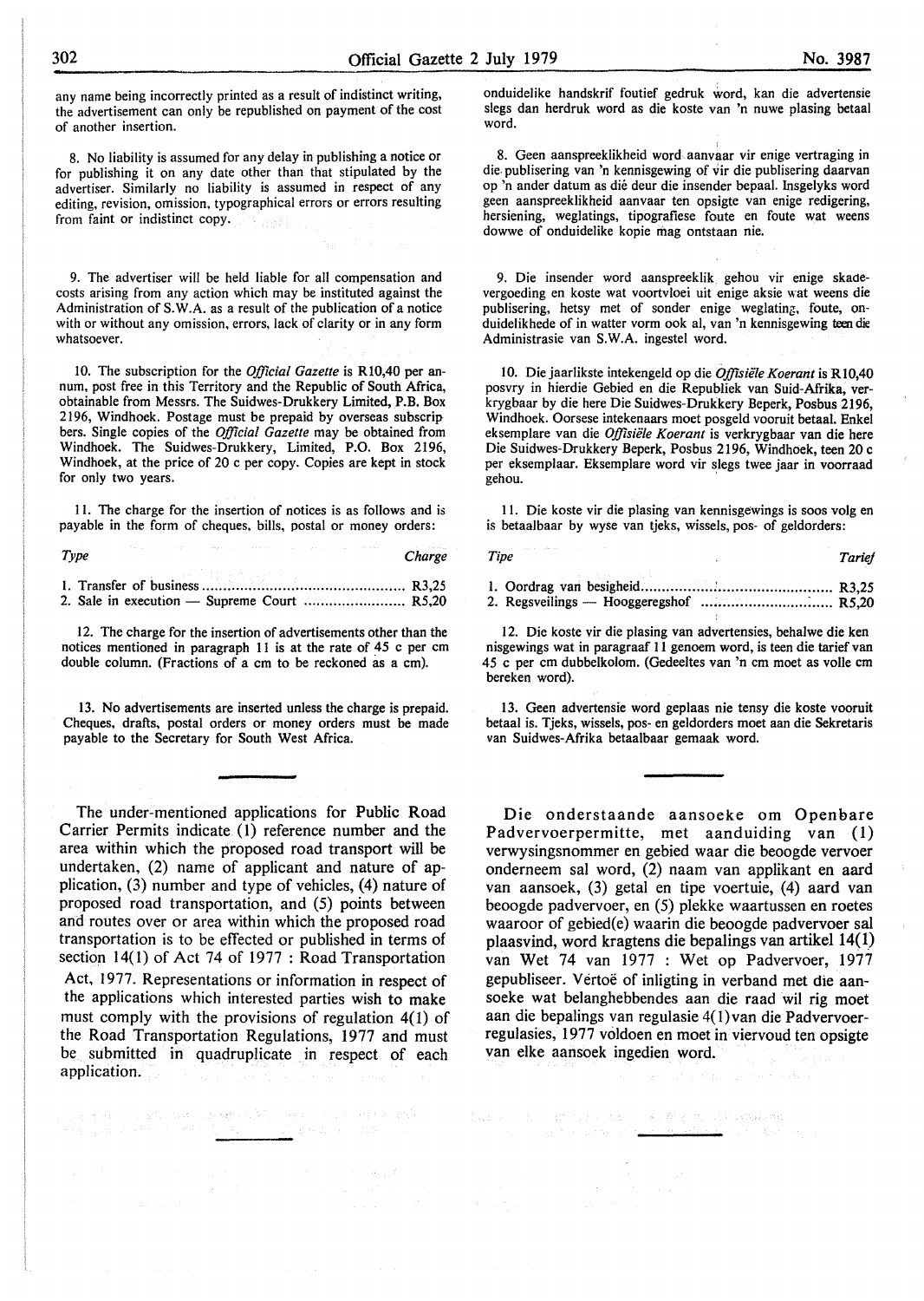any name being incorrectly printed as a result of indistinct writing, the advertisement can only be republished on payment of the cost of another insertion.

8. No liability is assumed for any delay in publishing a notice or for publishing it on any date other than that stipulated by the advertiser. Similarly no liability is assumed in respect of any editing, revision, omission, typographical errors or errors resulting from faint or indistinct copy.

9. The advertiser will be held liable for all compensation and costs arising from any action which may be instituted against the Administration of S.W.A. as a result of the publication of a notice with or without any omission, errors, lack of clarity or in any form whatsoever.

10. The subscription for the *Official Gazette* is R10,40 per annum, post free in this Territory and the Republic of South Africa, obtainable from Messrs. The Suidwes-Drukkery Limited, P.B. Box 2196, Windhoek. Postage must be prepaid by overseas subscribers. Single copies of the *Official Gazette* may be obtained from Windhoek. The Suidwes-Drukkery, Limited, P.O. Box 2196, Windhoek, at the price of 20 c per copy. Copies are kept in stock for only two years.

11. The charge for the insertion of notices is as follows and is payable in the form of cheques, bills, postal or money orders:

| *Type* | *Charge* |
|---|---|
| 1. Transfer of business | R3,25 |
| 2. Sale in execution — Supreme Court | R5,20 |

12. The charge for the insertion of advertisements other than the notices mentioned in paragraph 11 is at the rate of 45 c per cm double column. (Fractions of a cm to be reckoned as a cm).

13. No advertisements are inserted unless the charge is prepaid. Cheques, drafts, postal orders or money orders must be made payable to the Secretary for South West Africa.

onduidelike handskrif foutief gedruk word, kan die advertensie slegs dan herdruk word as die koste van 'n nuwe plasing betaal word.

8. Geen aanspreeklikheid word aanvaar vir enige vertraging in die publisering van 'n kennisgewing of vir die publisering daarvan op 'n ander datum as dié deur die insender bepaal. Insgelyks word geen aanspreeklikheid aanvaar ten opsigte van enige redigering, hersiening, weglatings, tipografiese foute en foute wat weens dowwe of onduidelike kopie mag ontstaan nie.

9. Die insender word aanspreeklik gehou vir enige skadevergoeding en koste wat voortvloei uit enige aksie wat weens die publisering, hetsy met of sonder enige weglating, foute, onduidelikhede of in watter vorm ook al, van 'n kennisgewing teen die Administrasie van S.W.A. ingestel word.

10. Die jaarlikste intekengeld op die *Offisiële Koerant* is R10,40 posvry in hierdie Gebied en die Republiek van Suid-Afrika, verkrygbaar by die here Die Suidwes-Drukkery Beperk, Posbus 2196, Windhoek. Oorsese intekenaars moet posgeld vooruit betaal. Enkel eksemplare van die *Offisiële Koerant* is verkrygbaar van die here Die Suidwes-Drukkery Beperk, Posbus 2196, Windhoek, teen 20 c per eksemplaar. Eksemplare word vir slegs twee jaar in voorraad gehou.

11. Die koste vir die plasing van kennisgewings is soos volg en is betaalbaar by wyse van tjeks, wissels, pos- of geldorders:

| *Tipe* | *Tarief* |
|---|---|
| 1. Oordrag van besigheid | R3,25 |
| 2. Regsveilings — Hooggeregshof | R5,20 |

12. Die koste vir die plasing van advertensies, behalwe die kennisgewings wat in paragraaf 11 genoem word, is teen die tarief van 45 c per cm dubbelkolom. (Gedeeltes van 'n cm moet as volle cm bereken word).

13. Geen advertensie word geplaas nie tensy die koste vooruit betaal is. Tjeks, wissels, pos- en geldorders moet aan die Sekretaris van Suidwes-Afrika betaalbaar gemaak word.

The under-mentioned applications for Public Road Carrier Permits indicate (1) reference number and the area within which the proposed road transport will be undertaken, (2) name of applicant and nature of application, (3) number and type of vehicles, (4) nature of proposed road transportation, and (5) points between and routes over or area within which the proposed road transportation is to be effected or published in terms of section 14(1) of Act 74 of 1977 : Road Transportation Act, 1977. Representations or information in respect of the applications which interested parties wish to make must comply with the provisions of regulation 4(1) of the Road Transportation Regulations, 1977 and must be submitted in quadruplicate in respect of each application.

Die onderstaande aansoeke om Openbare Padvervoerpermitte, met aanduiding van (1) verwysingsnommer en gebied waar die beoogde vervoer onderneem sal word, (2) naam van applikant en aard van aansoek, (3) getal en tipe voertuie, (4) aard van beoogde padvervoer, en (5) plekke waartussen en roetes waaroor of gebied(e) waarin die beoogde padvervoer sal plaasvind, word kragtens die bepalings van artikel 14(1) van Wet 74 van 1977 : Wet op Padvervoer, 1977 gepubliseer. Vertoë of inligting in verband met die aansoeke wat belanghebbendes aan die raad wil rig moet aan die bepalings van regulasie 4(1) van die Padvervoerregulasies, 1977 voldoen en moet in viervoud ten opsigte van elke aansoek ingedien word.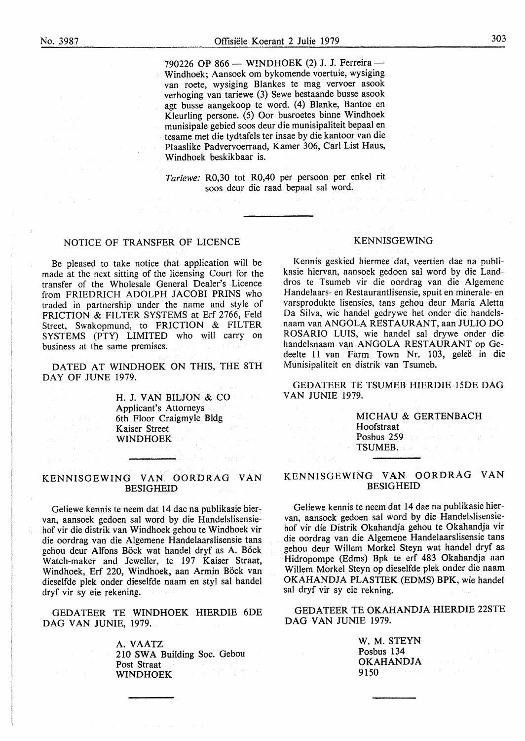790226 OP 866 — WINDHOEK (2) J. J. Ferreira — Windhoek; Aansoek om bykomende voertuie, wysiging van roete, wysiging Blankes te mag vervoer asook verhoging van tariewe (3) Sewe bestaande busse asook agt busse aangekoop te word. (4) Blanke, Bantoe en Kleurling persone. (5) Oor busroetes binne Windhoek munisipale gebied soos deur die munisipaliteit bepaal en tesame met die tydtafels ter insae by die kantoor van die Plaaslike Padvervoerraad, Kamer 306, Carl List Haus, Windhoek beskikbaar is.

*Tariewe:* R0,30 tot R0,40 per persoon per enkel rit soos deur die raad bepaal sal word.

---

## NOTICE OF TRANSFER OF LICENCE

Be pleased to take notice that application will be made at the next sitting of the licensing Court for the transfer of the Wholesale General Dealer's Licence from FRIEDRICH ADOLPH JACOBI PRINS who traded in partnership under the name and style of FRICTION & FILTER SYSTEMS at Erf 2766, Feld Street, Swakopmund, to FRICTION & FILTER SYSTEMS (PTY) LIMITED who will carry on business at the same premises.

DATED AT WINDHOEK ON THIS, THE 8TH DAY OF JUNE 1979.

H. J. VAN BILJON & CO
Applicant's Attorneys
6th Floor Craigmyle Bldg
Kaiser Street
WINDHOEK

---

## KENNISGEWING VAN OORDRAG VAN BESIGHEID

Geliewe kennis te neem dat 14 dae na publikasie hiervan, aansoek gedoen sal word by die Handelslisensiehof vir die distrik van Windhoek gehou te Windhoek vir die oordrag van die Algemene Handelaarslisensie tans gehou deur Alfons Böck wat handel dryf as A. Böck Watch-maker and Jeweller, te 197 Kaiser Straat, Windhoek, Erf 220, Windhoek, aan Armin Böck van dieselfde plek onder dieselfde naam en styl sal handel dryf vir sy eie rekening.

GEDATEER TE WINDHOEK HIERDIE 6DE DAG VAN JUNIE, 1979.

A. VAATZ
210 SWA Building Soc. Gebou
Post Straat
WINDHOEK

---

## KENNISGEWING

Kennis geskied hiermee dat, veertien dae na publikasie hiervan, aansoek gedoen sal word by die Landdros te Tsumeb vir die oordrag van die Algemene Handelaars- en Restaurantlisensie, spuit en minerale- en varsprodukte lisensies, tans gehou deur Maria Aletta Da Silva, wie handel gedrywe het onder die handelsnaam van ANGOLA RESTAURANT, aan JULIO DO ROSARIO LUIS, wie handel sal drywe onder die handelsnaam van ANGOLA RESTAURANT op Gedeelte 11 van Farm Town Nr. 103, geleë in die Munisipaliteit en distrik van Tsumeb.

GEDATEER TE TSUMEB HIERDIE 15DE DAG VAN JUNIE 1979.

MICHAU & GERTENBACH
Hoofstraat
Posbus 259
TSUMEB.

---

## KENNISGEWING VAN OORDRAG VAN BESIGHEID

Geliewe kennis te neem dat 14 dae na publikasie hiervan, aansoek gedoen sal word by die Handelslisensiehof vir die Distrik Okahandja gehou te Okahandja vir die oordrag van die Algemene Handelaarslisensie tans gehou deur Willem Morkel Steyn wat handel dryf as Hidropompe (Edms) Bpk te erf 483 Okahandja aan Willem Morkel Steyn op dieselfde plek onder die naam OKAHANDJA PLASTIEK (EDMS) BPK, wie handel sal dryf vir sy eie rekning.

GEDATEER TE OKAHANDJA HIERDIE 22STE DAG VAN JUNIE 1979.

W. M. STEYN
Posbus 134
OKAHANDJA
9150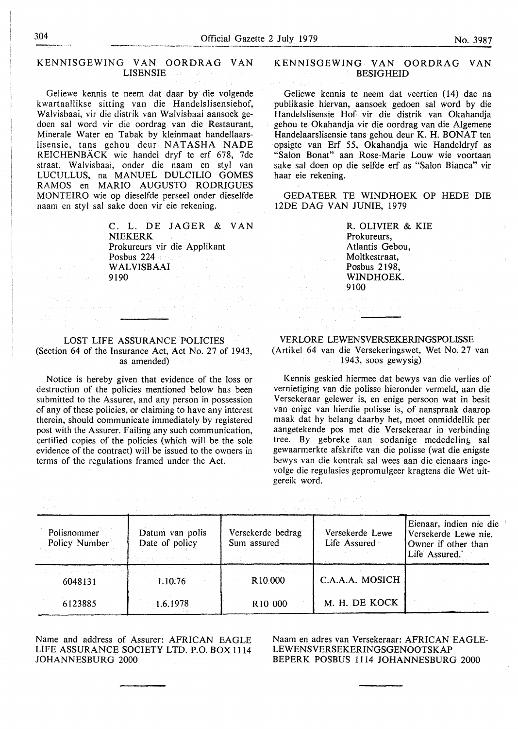## KENNISGEWING VAN OORDRAG VAN LISENSIE

Geliewe kennis te neem dat daar by die volgende kwartaallikse sitting van die Handelslisensiehof, Walvisbaai, vir die distrik van Walvisbaai aansoek gedoen sal word vir die oordrag van die Restaurant, Minerale Water en Tabak by kleinmaat handellaarslisensie, tans gehou deur NATASHA NADE REICHENBÄCK wie handel dryf te erf 678, 7de straat, Walvisbaai, onder die naam en styl van LUCULLUS, na MANUEL DULCILIO GOMES RAMOS en MARIO AUGUSTO RODRIGUES MONTEIRO wie op dieselfde perseel onder dieselfde naam en styl sal sake doen vir eie rekening.

C. L. DE JAGER & VAN NIEKERK
Prokureurs vir die Applikant
Posbus 224
WALVISBAAI
9190

## KENNISGEWING VAN OORDRAG VAN BESIGHEID

Geliewe kennis te neem dat veertien (14) dae na publikasie hiervan, aansoek gedoen sal word by die Handelslisensie Hof vir die distrik van Okahandja gehou te Okahandja vir die oordrag van die Algemene Handelaarslisensie tans gehou deur K. H. BONAT ten opsigte van Erf 55, Okahandja wie Handeldryf as "Salon Bonat" aan Rose-Marie Louw wie voortaan sake sal doen op die selfde erf as "Salon Bianca" vir haar eie rekening.

GEDATEER TE WINDHOEK OP HEDE DIE 12DE DAG VAN JUNIE, 1979

R. OLIVIER & KIE
Prokureurs,
Atlantis Gebou,
Moltkestraat,
Posbus 2198,
WINDHOEK.
9100

## LOST LIFE ASSURANCE POLICIES
(Section 64 of the Insurance Act, Act No. 27 of 1943, as amended)

Notice is hereby given that evidence of the loss or destruction of the policies mentioned below has been submitted to the Assurer, and any person in possession of any of these policies, or claiming to have any interest therein, should communicate immediately by registered post with the Assurer. Failing any such communication, certified copies of the policies (which will be the sole evidence of the contract) will be issued to the owners in terms of the regulations framed under the Act.

## VERLORE LEWENSVERSEKERINGSPOLISSE
(Artikel 64 van die Versekeringswet, Wet No. 27 van 1943, soos gewysig)

Kennis geskied hiermee dat bewys van die verlies of vernietiging van die polisse hieronder vermeld, aan die Versekeraar gelewer is, en enige persoon wat in besit van enige van hierdie polisse is, of aanspraak daarop maak dat hy belang daarby het, moet onmiddellik per aangetekende pos met die Versekeraar in verbinding tree. By gebreke aan sodanige mededeling sal gewaarmerkte afskrifte van die polisse (wat die enigste bewys van die kontrak sal wees aan die eienaars ingevolge die regulasies gepromulgeer kragtens die Wet uitgereik word.

| Polisnommer Policy Number | Datum van polis Date of policy | Versekerde bedrag Sum assured | Versekerde Lewe Life Assured | Eienaar, indien nie die Versekerde Lewe nie. Owner if other than Life Assured. |
|---|---|---|---|---|
| 6048131 | 1.10.76 | R10 000 | C.A.A.A. MOSICH | |
| 6123885 | 1.6.1978 | R10 000 | M. H. DE KOCK | |

Name and address of Assurer: AFRICAN EAGLE LIFE ASSURANCE SOCIETY LTD. P.O. BOX 1114 JOHANNESBURG 2000

Naam en adres van Versekeraar: AFRICAN EAGLE-LEWENSVERSEKERINGSGENOOTSKAP BEPERK POSBUS 1114 JOHANNESBURG 2000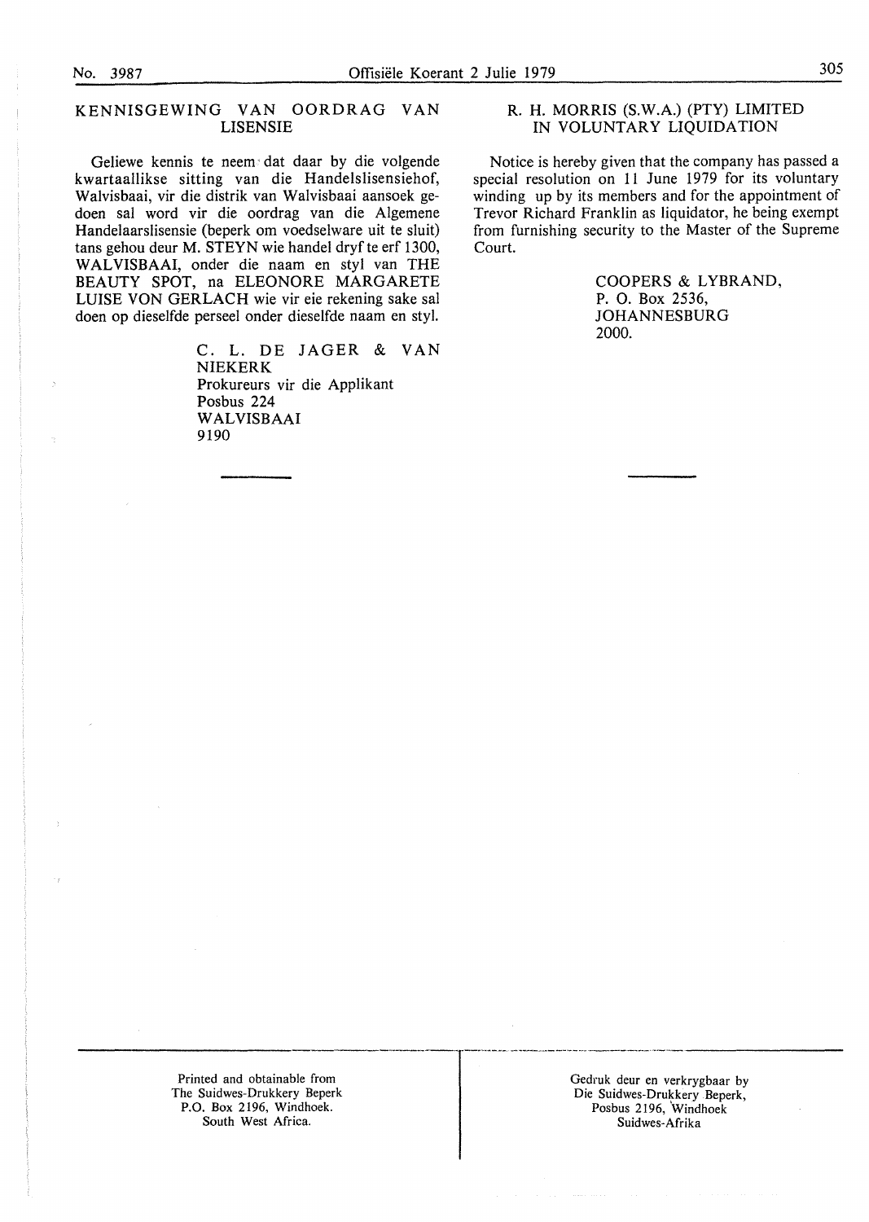## KENNISGEWING VAN OORDRAG VAN LISENSIE

Geliewe kennis te neem dat daar by die volgende kwartaallikse sitting van die Handelslisensiehof, Walvisbaai, vir die distrik van Walvisbaai aansoek gedoen sal word vir die oordrag van die Algemene Handelaarslisensie (beperk om voedselware uit te sluit) tans gehou deur M. STEYN wie handel dryf te erf 1300, WALVISBAAI, onder die naam en styl van THE BEAUTY SPOT, na ELEONORE MARGARETE LUISE VON GERLACH wie vir eie rekening sake sal doen op dieselfde perseel onder dieselfde naam en styl.

C. L. DE JAGER & VAN NIEKERK
Prokureurs vir die Applikant
Posbus 224
WALVISBAAI
9190

## R. H. MORRIS (S.W.A.) (PTY) LIMITED IN VOLUNTARY LIQUIDATION

Notice is hereby given that the company has passed a special resolution on 11 June 1979 for its voluntary winding up by its members and for the appointment of Trevor Richard Franklin as liquidator, he being exempt from furnishing security to the Master of the Supreme Court.

COOPERS & LYBRAND,
P. O. Box 2536,
JOHANNESBURG
2000.

Printed and obtainable from
The Suidwes-Drukkery Beperk
P.O. Box 2196, Windhoek.
South West Africa.

Gedruk deur en verkrygbaar by
Die Suidwes-Drukkery Beperk,
Posbus 2196, Windhoek
Suidwes-Afrika